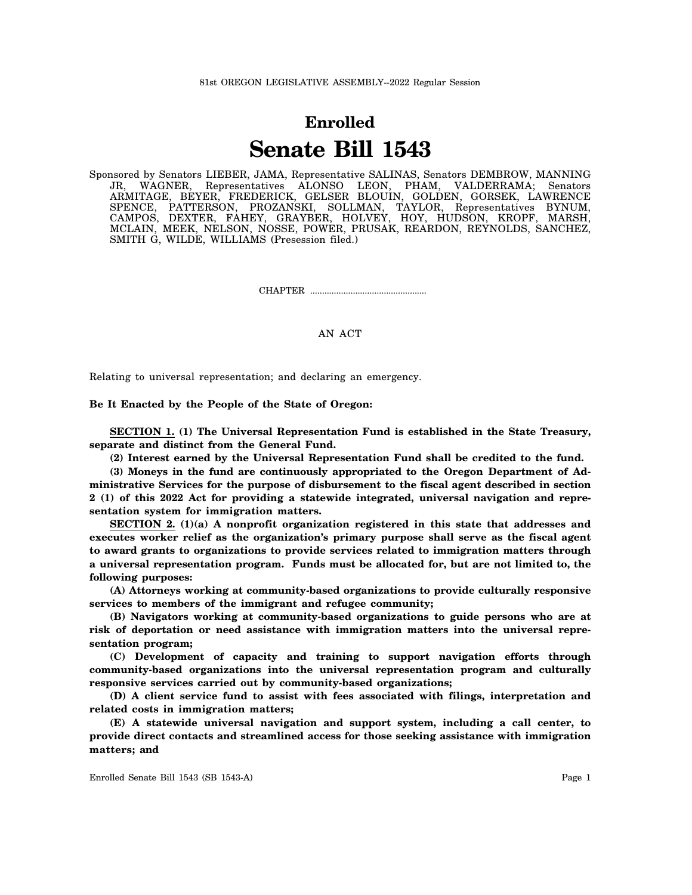81st OREGON LEGISLATIVE ASSEMBLY--2022 Regular Session

# Enrolled

# Senate Bill 1543

Sponsored by Senators LIEBER, JAMA, Representative SALINAS, Senators DEMBROW, MANNING JR, WAGNER, Representatives ALONSO LEON, PHAM, VALDERRAMA; Senators ARMITAGE, BEYER, FREDERICK, GELSER BLOUIN, GOLDEN, GORSEK, LAWRENCE SPENCE, PATTERSON, PROZANSKI, SOLLMAN, TAYLOR, Representatives BYNUM, CAMPOS, DEXTER, FAHEY, GRAYBER, HOLVEY, HOY, HUDSON, KROPF, MARSH, MCLAIN, MEEK, NELSON, NOSSE, POWER, PRUSAK, REARDON, REYNOLDS, SANCHEZ, SMITH G, WILDE, WILLIAMS (Presession filed.)

CHAPTER .................................................

AN ACT

Relating to universal representation; and declaring an emergency.

**Be It Enacted by the People of the State of Oregon:**

**SECTION 1. (1) The Universal Representation Fund is established in the State Treasury, separate and distinct from the General Fund.**

**(2) Interest earned by the Universal Representation Fund shall be credited to the fund.**

**(3) Moneys in the fund are continuously appropriated to the Oregon Department of Administrative Services for the purpose of disbursement to the fiscal agent described in section 2 (1) of this 2022 Act for providing a statewide integrated, universal navigation and representation system for immigration matters.**

**SECTION 2. (1)(a) A nonprofit organization registered in this state that addresses and executes worker relief as the organization's primary purpose shall serve as the fiscal agent to award grants to organizations to provide services related to immigration matters through a universal representation program. Funds must be allocated for, but are not limited to, the following purposes:**

**(A) Attorneys working at community-based organizations to provide culturally responsive services to members of the immigrant and refugee community;**

**(B) Navigators working at community-based organizations to guide persons who are at risk of deportation or need assistance with immigration matters into the universal representation program;**

**(C) Development of capacity and training to support navigation efforts through community-based organizations into the universal representation program and culturally responsive services carried out by community-based organizations;**

**(D) A client service fund to assist with fees associated with filings, interpretation and related costs in immigration matters;**

**(E) A statewide universal navigation and support system, including a call center, to provide direct contacts and streamlined access for those seeking assistance with immigration matters; and**

Enrolled Senate Bill 1543 (SB 1543-A)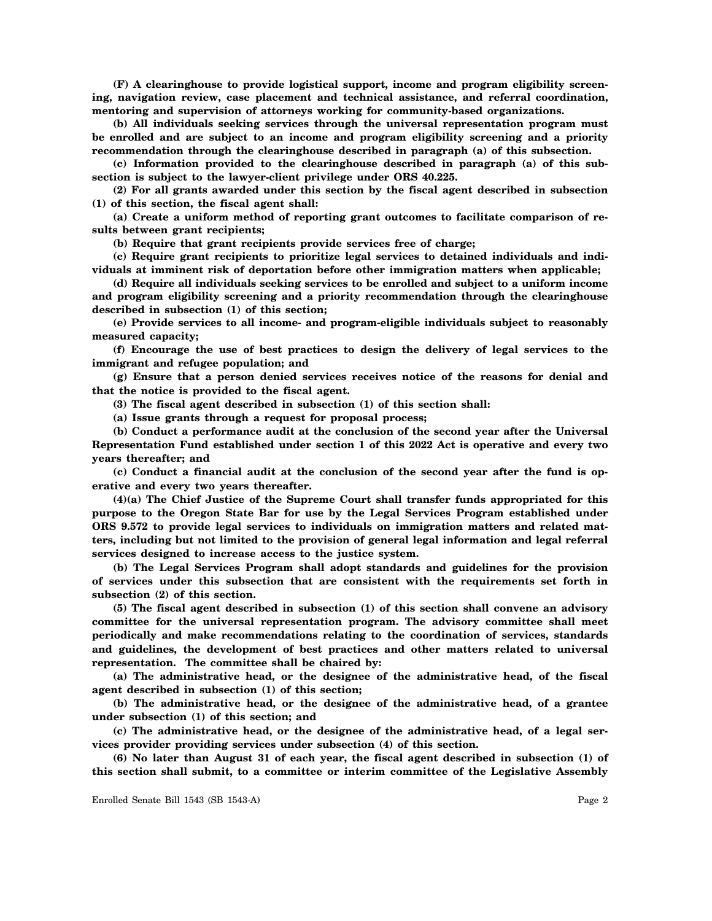**(F) A clearinghouse to provide logistical support, income and program eligibility screening, navigation review, case placement and technical assistance, and referral coordination, mentoring and supervision of attorneys working for community-based organizations.**

**(b) All individuals seeking services through the universal representation program must be enrolled and are subject to an income and program eligibility screening and a priority recommendation through the clearinghouse described in paragraph (a) of this subsection.**

**(c) Information provided to the clearinghouse described in paragraph (a) of this subsection is subject to the lawyer-client privilege under ORS 40.225.**

**(2) For all grants awarded under this section by the fiscal agent described in subsection (1) of this section, the fiscal agent shall:**

**(a) Create a uniform method of reporting grant outcomes to facilitate comparison of results between grant recipients;**

**(b) Require that grant recipients provide services free of charge;**

**(c) Require grant recipients to prioritize legal services to detained individuals and individuals at imminent risk of deportation before other immigration matters when applicable;**

**(d) Require all individuals seeking services to be enrolled and subject to a uniform income and program eligibility screening and a priority recommendation through the clearinghouse described in subsection (1) of this section;**

**(e) Provide services to all income- and program-eligible individuals subject to reasonably measured capacity;**

**(f) Encourage the use of best practices to design the delivery of legal services to the immigrant and refugee population; and**

**(g) Ensure that a person denied services receives notice of the reasons for denial and that the notice is provided to the fiscal agent.**

**(3) The fiscal agent described in subsection (1) of this section shall:**

**(a) Issue grants through a request for proposal process;**

**(b) Conduct a performance audit at the conclusion of the second year after the Universal Representation Fund established under section 1 of this 2022 Act is operative and every two years thereafter; and**

**(c) Conduct a financial audit at the conclusion of the second year after the fund is operative and every two years thereafter.**

**(4)(a) The Chief Justice of the Supreme Court shall transfer funds appropriated for this purpose to the Oregon State Bar for use by the Legal Services Program established under ORS 9.572 to provide legal services to individuals on immigration matters and related matters, including but not limited to the provision of general legal information and legal referral services designed to increase access to the justice system.**

**(b) The Legal Services Program shall adopt standards and guidelines for the provision of services under this subsection that are consistent with the requirements set forth in subsection (2) of this section.**

**(5) The fiscal agent described in subsection (1) of this section shall convene an advisory committee for the universal representation program. The advisory committee shall meet periodically and make recommendations relating to the coordination of services, standards and guidelines, the development of best practices and other matters related to universal representation. The committee shall be chaired by:**

**(a) The administrative head, or the designee of the administrative head, of the fiscal agent described in subsection (1) of this section;**

**(b) The administrative head, or the designee of the administrative head, of a grantee under subsection (1) of this section; and**

**(c) The administrative head, or the designee of the administrative head, of a legal services provider providing services under subsection (4) of this section.**

**(6) No later than August 31 of each year, the fiscal agent described in subsection (1) of this section shall submit, to a committee or interim committee of the Legislative Assembly**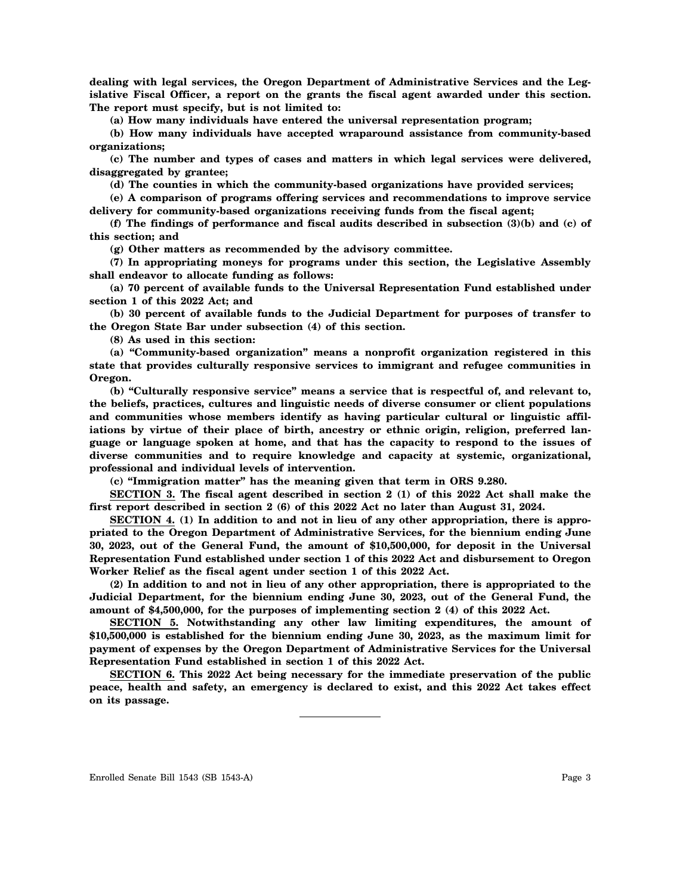**dealing with legal services, the Oregon Department of Administrative Services and the Legislative Fiscal Officer, a report on the grants the fiscal agent awarded under this section. The report must specify, but is not limited to:**

**(a) How many individuals have entered the universal representation program;**

**(b) How many individuals have accepted wraparound assistance from community-based organizations;**

**(c) The number and types of cases and matters in which legal services were delivered, disaggregated by grantee;**

**(d) The counties in which the community-based organizations have provided services;**

**(e) A comparison of programs offering services and recommendations to improve service delivery for community-based organizations receiving funds from the fiscal agent;**

**(f) The findings of performance and fiscal audits described in subsection (3)(b) and (c) of this section; and**

**(g) Other matters as recommended by the advisory committee.**

**(7) In appropriating moneys for programs under this section, the Legislative Assembly shall endeavor to allocate funding as follows:**

**(a) 70 percent of available funds to the Universal Representation Fund established under section 1 of this 2022 Act; and**

**(b) 30 percent of available funds to the Judicial Department for purposes of transfer to the Oregon State Bar under subsection (4) of this section.**

**(8) As used in this section:**

**(a) "Community-based organization" means a nonprofit organization registered in this state that provides culturally responsive services to immigrant and refugee communities in Oregon.**

**(b) "Culturally responsive service" means a service that is respectful of, and relevant to, the beliefs, practices, cultures and linguistic needs of diverse consumer or client populations and communities whose members identify as having particular cultural or linguistic affiliations by virtue of their place of birth, ancestry or ethnic origin, religion, preferred language or language spoken at home, and that has the capacity to respond to the issues of diverse communities and to require knowledge and capacity at systemic, organizational, professional and individual levels of intervention.**

**(c) "Immigration matter" has the meaning given that term in ORS 9.280.**

**SECTION 3. The fiscal agent described in section 2 (1) of this 2022 Act shall make the first report described in section 2 (6) of this 2022 Act no later than August 31, 2024.**

**SECTION 4. (1) In addition to and not in lieu of any other appropriation, there is appropriated to the Oregon Department of Administrative Services, for the biennium ending June 30, 2023, out of the General Fund, the amount of $10,500,000, for deposit in the Universal Representation Fund established under section 1 of this 2022 Act and disbursement to Oregon Worker Relief as the fiscal agent under section 1 of this 2022 Act.**

**(2) In addition to and not in lieu of any other appropriation, there is appropriated to the Judicial Department, for the biennium ending June 30, 2023, out of the General Fund, the amount of $4,500,000, for the purposes of implementing section 2 (4) of this 2022 Act.**

**SECTION 5. Notwithstanding any other law limiting expenditures, the amount of $10,500,000 is established for the biennium ending June 30, 2023, as the maximum limit for payment of expenses by the Oregon Department of Administrative Services for the Universal Representation Fund established in section 1 of this 2022 Act.**

**SECTION 6. This 2022 Act being necessary for the immediate preservation of the public peace, health and safety, an emergency is declared to exist, and this 2022 Act takes effect on its passage.**

---

Enrolled Senate Bill 1543 (SB 1543-A)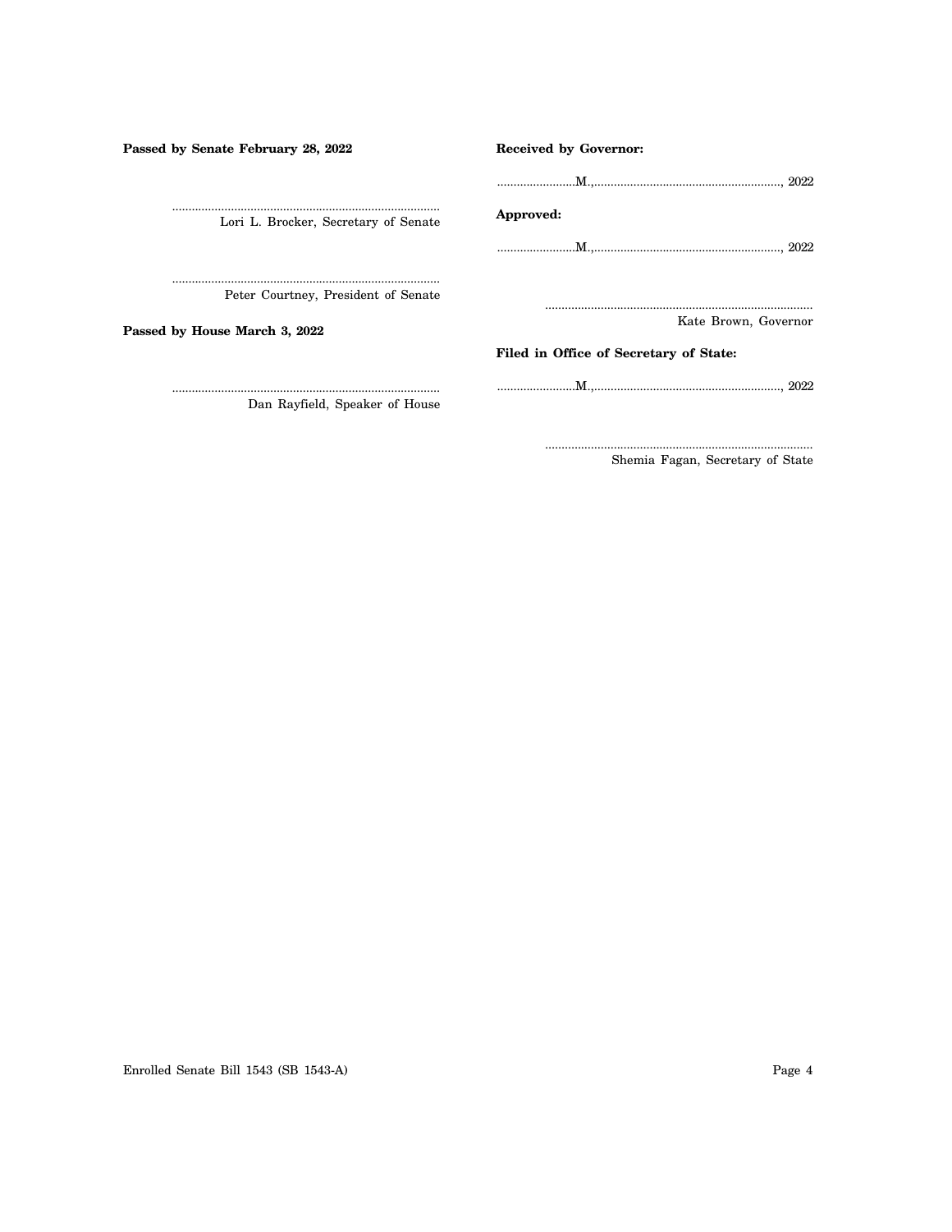**Passed by Senate February 28, 2022**

..................................................................................

Lori L. Brocker, Secretary of Senate

..................................................................................

Peter Courtney, President of Senate

**Passed by House March 3, 2022**

..................................................................................

Dan Rayfield, Speaker of House

**Received by Governor:**

........................M.,.........................................................., 2022

**Approved:**

........................M.,.........................................................., 2022

..................................................................................

Kate Brown, Governor

**Filed in Office of Secretary of State:**

........................M.,.........................................................., 2022

..................................................................................

Shemia Fagan, Secretary of State

Enrolled Senate Bill 1543 (SB 1543-A)